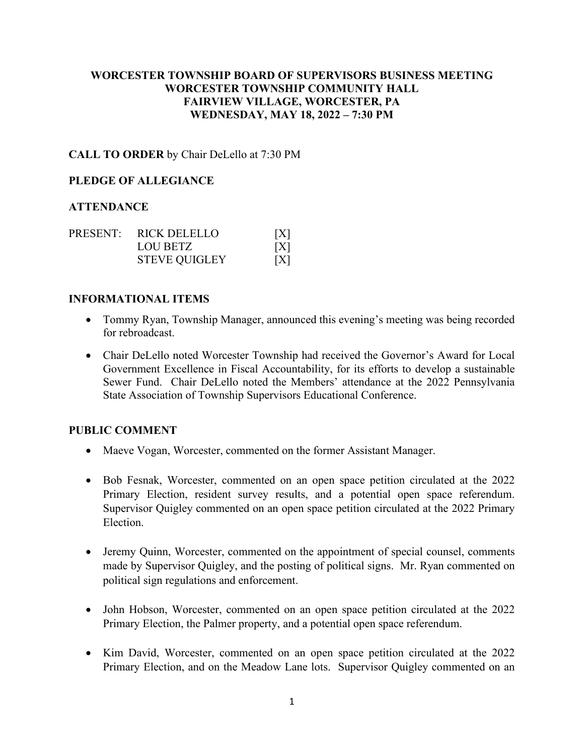# WORCESTER TOWNSHIP BOARD OF SUPERVISORS BUSINESS MEETING
# WORCESTER TOWNSHIP COMMUNITY HALL
# FAIRVIEW VILLAGE, WORCESTER, PA
# WEDNESDAY, MAY 18, 2022 – 7:30 PM

**CALL TO ORDER** by Chair DeLello at 7:30 PM

**PLEDGE OF ALLEGIANCE**

**ATTENDANCE**

| | | |
|---|---|---|
| PRESENT: | RICK DELELLO | [X] |
| | LOU BETZ | [X] |
| | STEVE QUIGLEY | [X] |

**INFORMATIONAL ITEMS**

- Tommy Ryan, Township Manager, announced this evening's meeting was being recorded for rebroadcast.
- Chair DeLello noted Worcester Township had received the Governor's Award for Local Government Excellence in Fiscal Accountability, for its efforts to develop a sustainable Sewer Fund. Chair DeLello noted the Members' attendance at the 2022 Pennsylvania State Association of Township Supervisors Educational Conference.

**PUBLIC COMMENT**

- Maeve Vogan, Worcester, commented on the former Assistant Manager.
- Bob Fesnak, Worcester, commented on an open space petition circulated at the 2022 Primary Election, resident survey results, and a potential open space referendum. Supervisor Quigley commented on an open space petition circulated at the 2022 Primary Election.
- Jeremy Quinn, Worcester, commented on the appointment of special counsel, comments made by Supervisor Quigley, and the posting of political signs. Mr. Ryan commented on political sign regulations and enforcement.
- John Hobson, Worcester, commented on an open space petition circulated at the 2022 Primary Election, the Palmer property, and a potential open space referendum.
- Kim David, Worcester, commented on an open space petition circulated at the 2022 Primary Election, and on the Meadow Lane lots. Supervisor Quigley commented on an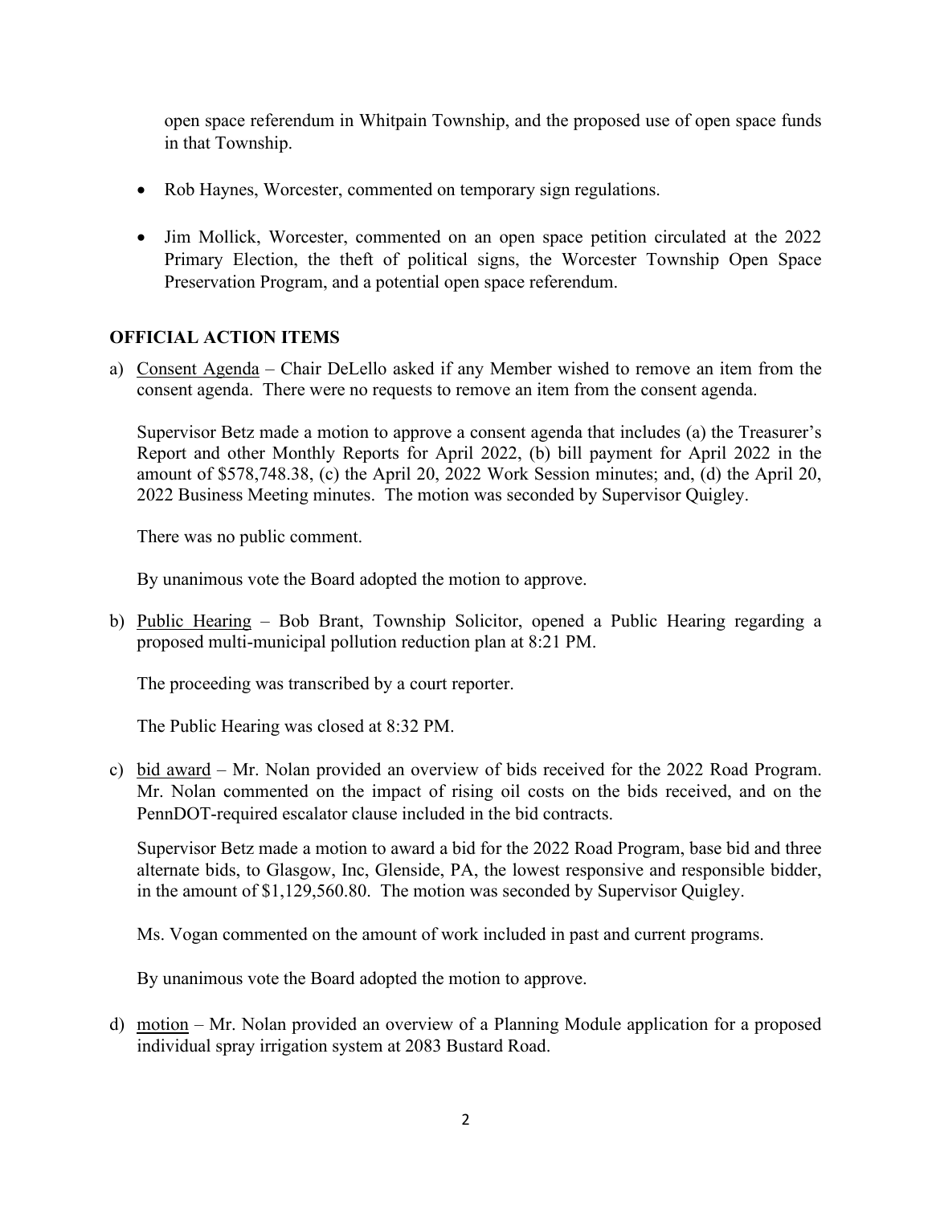open space referendum in Whitpain Township, and the proposed use of open space funds in that Township.

- Rob Haynes, Worcester, commented on temporary sign regulations.

- Jim Mollick, Worcester, commented on an open space petition circulated at the 2022 Primary Election, the theft of political signs, the Worcester Township Open Space Preservation Program, and a potential open space referendum.

## OFFICIAL ACTION ITEMS

a) Consent Agenda – Chair DeLello asked if any Member wished to remove an item from the consent agenda. There were no requests to remove an item from the consent agenda.

   Supervisor Betz made a motion to approve a consent agenda that includes (a) the Treasurer's Report and other Monthly Reports for April 2022, (b) bill payment for April 2022 in the amount of $578,748.38, (c) the April 20, 2022 Work Session minutes; and, (d) the April 20, 2022 Business Meeting minutes. The motion was seconded by Supervisor Quigley.

   There was no public comment.

   By unanimous vote the Board adopted the motion to approve.

b) Public Hearing – Bob Brant, Township Solicitor, opened a Public Hearing regarding a proposed multi-municipal pollution reduction plan at 8:21 PM.

   The proceeding was transcribed by a court reporter.

   The Public Hearing was closed at 8:32 PM.

c) bid award – Mr. Nolan provided an overview of bids received for the 2022 Road Program. Mr. Nolan commented on the impact of rising oil costs on the bids received, and on the PennDOT-required escalator clause included in the bid contracts.

   Supervisor Betz made a motion to award a bid for the 2022 Road Program, base bid and three alternate bids, to Glasgow, Inc, Glenside, PA, the lowest responsive and responsible bidder, in the amount of $1,129,560.80. The motion was seconded by Supervisor Quigley.

   Ms. Vogan commented on the amount of work included in past and current programs.

   By unanimous vote the Board adopted the motion to approve.

d) motion – Mr. Nolan provided an overview of a Planning Module application for a proposed individual spray irrigation system at 2083 Bustard Road.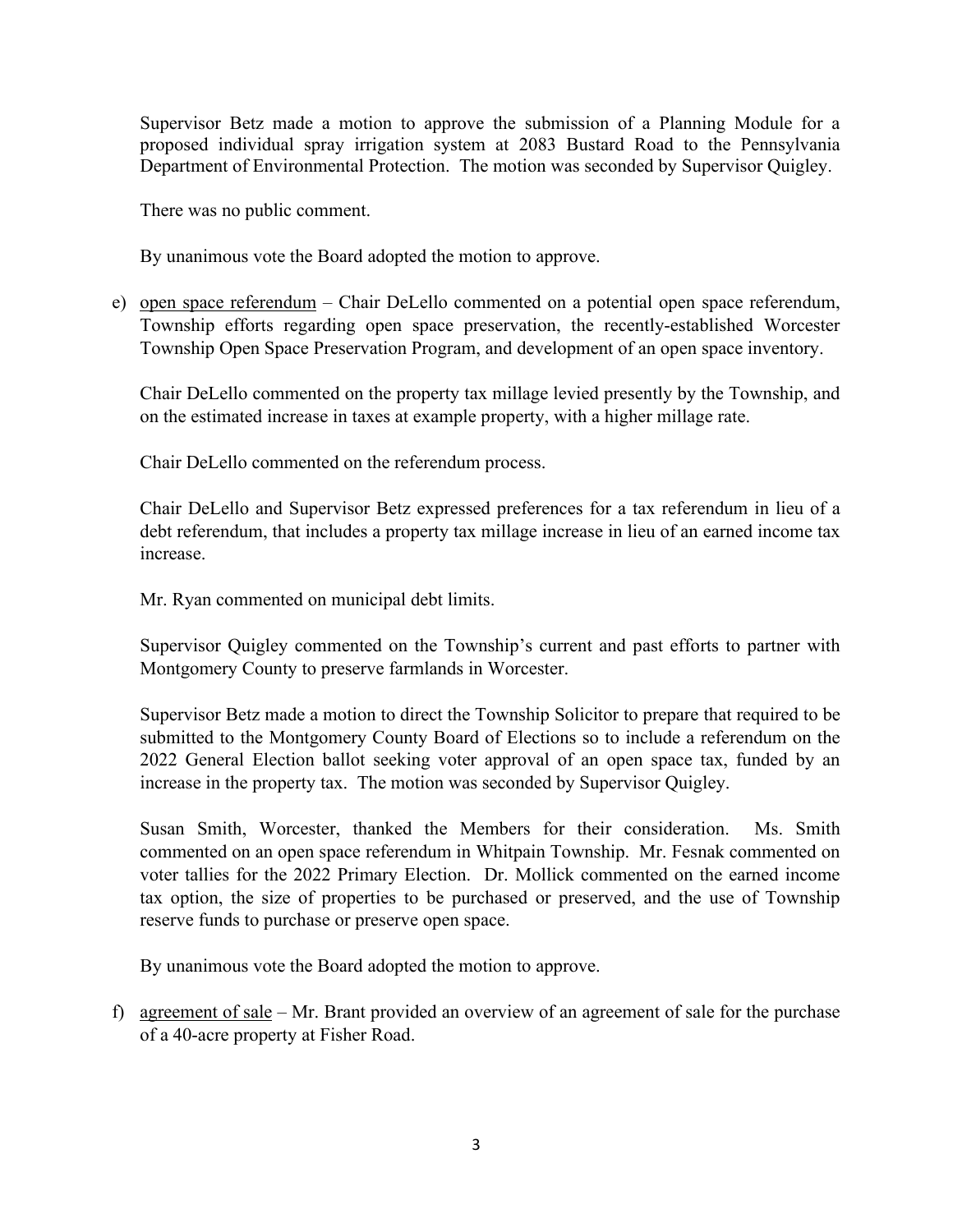Supervisor Betz made a motion to approve the submission of a Planning Module for a proposed individual spray irrigation system at 2083 Bustard Road to the Pennsylvania Department of Environmental Protection. The motion was seconded by Supervisor Quigley.

There was no public comment.

By unanimous vote the Board adopted the motion to approve.

e) <u>open space referendum</u> – Chair DeLello commented on a potential open space referendum, Township efforts regarding open space preservation, the recently-established Worcester Township Open Space Preservation Program, and development of an open space inventory.

Chair DeLello commented on the property tax millage levied presently by the Township, and on the estimated increase in taxes at example property, with a higher millage rate.

Chair DeLello commented on the referendum process.

Chair DeLello and Supervisor Betz expressed preferences for a tax referendum in lieu of a debt referendum, that includes a property tax millage increase in lieu of an earned income tax increase.

Mr. Ryan commented on municipal debt limits.

Supervisor Quigley commented on the Township's current and past efforts to partner with Montgomery County to preserve farmlands in Worcester.

Supervisor Betz made a motion to direct the Township Solicitor to prepare that required to be submitted to the Montgomery County Board of Elections so to include a referendum on the 2022 General Election ballot seeking voter approval of an open space tax, funded by an increase in the property tax. The motion was seconded by Supervisor Quigley.

Susan Smith, Worcester, thanked the Members for their consideration. Ms. Smith commented on an open space referendum in Whitpain Township. Mr. Fesnak commented on voter tallies for the 2022 Primary Election. Dr. Mollick commented on the earned income tax option, the size of properties to be purchased or preserved, and the use of Township reserve funds to purchase or preserve open space.

By unanimous vote the Board adopted the motion to approve.

f) <u>agreement of sale</u> – Mr. Brant provided an overview of an agreement of sale for the purchase of a 40-acre property at Fisher Road.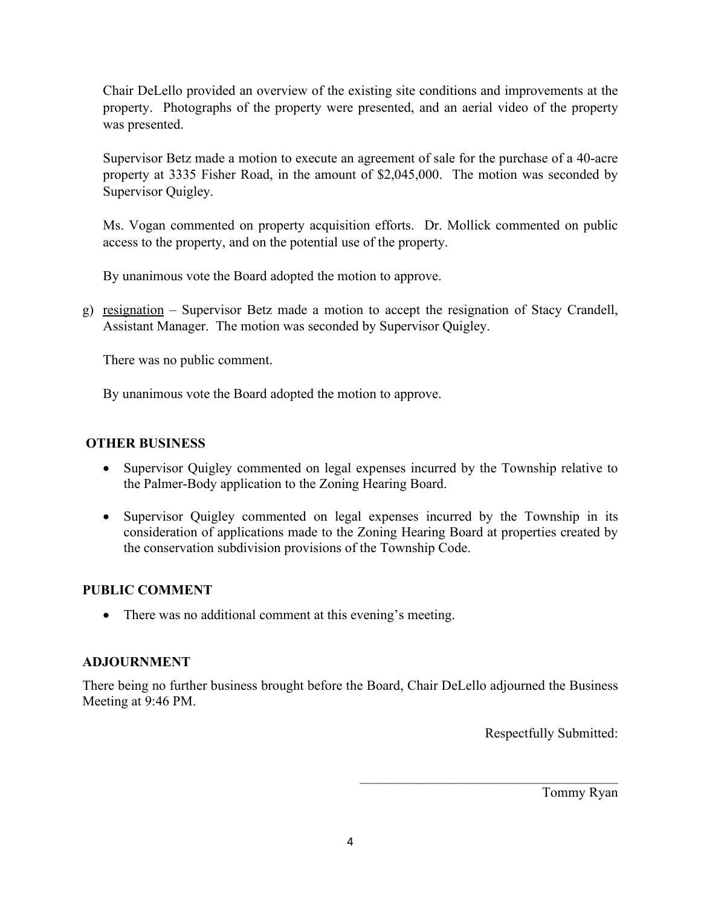Chair DeLello provided an overview of the existing site conditions and improvements at the property. Photographs of the property were presented, and an aerial video of the property was presented.

Supervisor Betz made a motion to execute an agreement of sale for the purchase of a 40-acre property at 3335 Fisher Road, in the amount of $2,045,000. The motion was seconded by Supervisor Quigley.

Ms. Vogan commented on property acquisition efforts. Dr. Mollick commented on public access to the property, and on the potential use of the property.

By unanimous vote the Board adopted the motion to approve.

g) resignation – Supervisor Betz made a motion to accept the resignation of Stacy Crandell, Assistant Manager. The motion was seconded by Supervisor Quigley.

There was no public comment.

By unanimous vote the Board adopted the motion to approve.

## OTHER BUSINESS

- Supervisor Quigley commented on legal expenses incurred by the Township relative to the Palmer-Body application to the Zoning Hearing Board.
- Supervisor Quigley commented on legal expenses incurred by the Township in its consideration of applications made to the Zoning Hearing Board at properties created by the conservation subdivision provisions of the Township Code.

## PUBLIC COMMENT

- There was no additional comment at this evening's meeting.

## ADJOURNMENT

There being no further business brought before the Board, Chair DeLello adjourned the Business Meeting at 9:46 PM.

Respectfully Submitted:

\_\_\_\_\_\_\_\_\_\_\_\_\_\_\_\_\_\_\_\_\_\_\_\_\_\_\_\_\_\_\_\_\_\_\_\_\_\_\_\_

Tommy Ryan